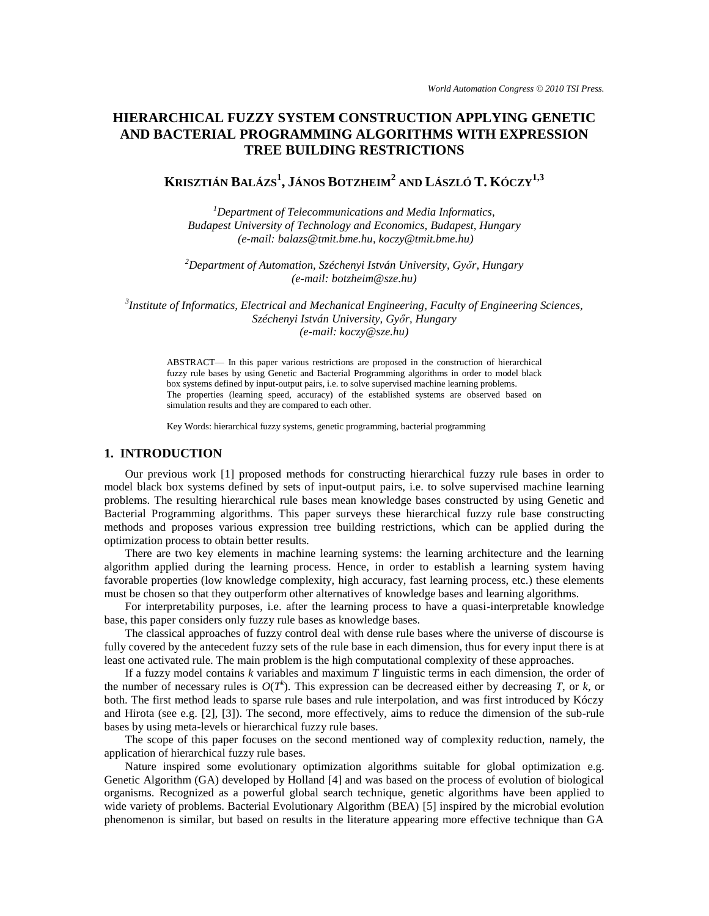# HIERARCHICAL FUZZY SYSTEM CONSTRUCTION APPLYING GENETIC AND BACTERIAL PROGRAMMING ALGORITHMS WITH EXPRESSION TREE BUILDING RESTRICTIONS

**KRISZTIÁN BALÁZS[1], JÁNOS BOTZHEIM[2] AND LÁSZLÓ T. KÓCZY[1,3]**

[1]*Department of Telecommunications and Media Informatics, Budapest University of Technology and Economics, Budapest, Hungary (e-mail: balazs@tmit.bme.hu, koczy@tmit.bme.hu)*

[2]*Department of Automation, Széchenyi István University, Győr, Hungary (e-mail: botzheim@sze.hu)*

[3]*Institute of Informatics, Electrical and Mechanical Engineering, Faculty of Engineering Sciences, Széchenyi István University, Győr, Hungary (e-mail: koczy@sze.hu)*

ABSTRACT— In this paper various restrictions are proposed in the construction of hierarchical fuzzy rule bases by using Genetic and Bacterial Programming algorithms in order to model black box systems defined by input-output pairs, i.e. to solve supervised machine learning problems. The properties (learning speed, accuracy) of the established systems are observed based on simulation results and they are compared to each other.

Key Words: hierarchical fuzzy systems, genetic programming, bacterial programming

## 1. INTRODUCTION

Our previous work [1] proposed methods for constructing hierarchical fuzzy rule bases in order to model black box systems defined by sets of input-output pairs, i.e. to solve supervised machine learning problems. The resulting hierarchical rule bases mean knowledge bases constructed by using Genetic and Bacterial Programming algorithms. This paper surveys these hierarchical fuzzy rule base constructing methods and proposes various expression tree building restrictions, which can be applied during the optimization process to obtain better results.

There are two key elements in machine learning systems: the learning architecture and the learning algorithm applied during the learning process. Hence, in order to establish a learning system having favorable properties (low knowledge complexity, high accuracy, fast learning process, etc.) these elements must be chosen so that they outperform other alternatives of knowledge bases and learning algorithms.

For interpretability purposes, i.e. after the learning process to have a quasi-interpretable knowledge base, this paper considers only fuzzy rule bases as knowledge bases.

The classical approaches of fuzzy control deal with dense rule bases where the universe of discourse is fully covered by the antecedent fuzzy sets of the rule base in each dimension, thus for every input there is at least one activated rule. The main problem is the high computational complexity of these approaches.

If a fuzzy model contains $k$ variables and maximum $T$ linguistic terms in each dimension, the order of the number of necessary rules is $O(T^k)$. This expression can be decreased either by decreasing $T$, or $k$, or both. The first method leads to sparse rule bases and rule interpolation, and was first introduced by Kóczy and Hirota (see e.g. [2], [3]). The second, more effectively, aims to reduce the dimension of the sub-rule bases by using meta-levels or hierarchical fuzzy rule bases.

The scope of this paper focuses on the second mentioned way of complexity reduction, namely, the application of hierarchical fuzzy rule bases.

Nature inspired some evolutionary optimization algorithms suitable for global optimization e.g. Genetic Algorithm (GA) developed by Holland [4] and was based on the process of evolution of biological organisms. Recognized as a powerful global search technique, genetic algorithms have been applied to wide variety of problems. Bacterial Evolutionary Algorithm (BEA) [5] inspired by the microbial evolution phenomenon is similar, but based on results in the literature appearing more effective technique than GA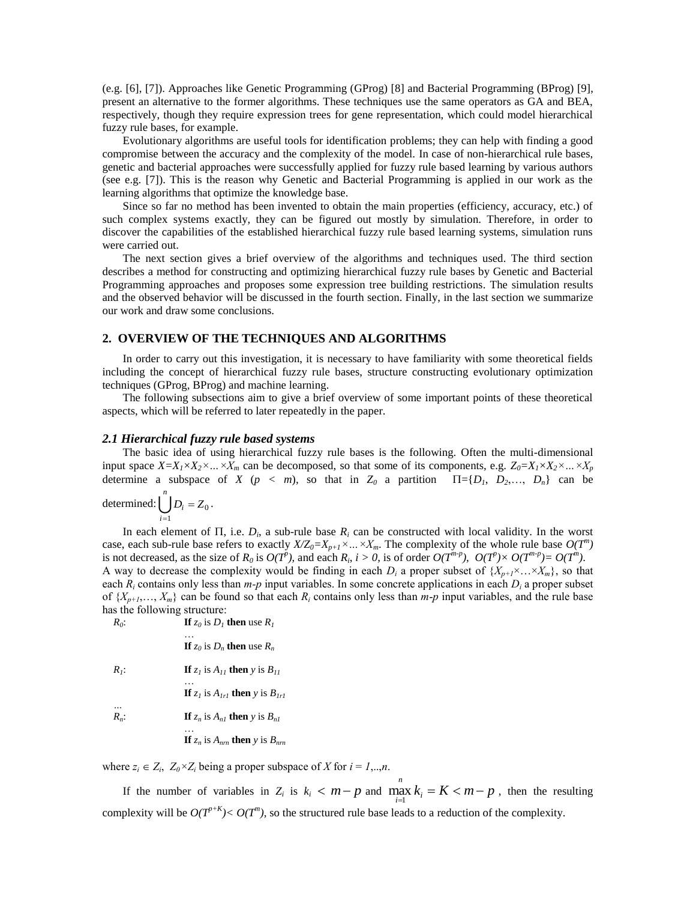(e.g. [6], [7]). Approaches like Genetic Programming (GProg) [8] and Bacterial Programming (BProg) [9], present an alternative to the former algorithms. These techniques use the same operators as GA and BEA, respectively, though they require expression trees for gene representation, which could model hierarchical fuzzy rule bases, for example.

Evolutionary algorithms are useful tools for identification problems; they can help with finding a good compromise between the accuracy and the complexity of the model. In case of non-hierarchical rule bases, genetic and bacterial approaches were successfully applied for fuzzy rule based learning by various authors (see e.g. [7]). This is the reason why Genetic and Bacterial Programming is applied in our work as the learning algorithms that optimize the knowledge base.

Since so far no method has been invented to obtain the main properties (efficiency, accuracy, etc.) of such complex systems exactly, they can be figured out mostly by simulation. Therefore, in order to discover the capabilities of the established hierarchical fuzzy rule based learning systems, simulation runs were carried out.

The next section gives a brief overview of the algorithms and techniques used. The third section describes a method for constructing and optimizing hierarchical fuzzy rule bases by Genetic and Bacterial Programming approaches and proposes some expression tree building restrictions. The simulation results and the observed behavior will be discussed in the fourth section. Finally, in the last section we summarize our work and draw some conclusions.

## 2. OVERVIEW OF THE TECHNIQUES AND ALGORITHMS

In order to carry out this investigation, it is necessary to have familiarity with some theoretical fields including the concept of hierarchical fuzzy rule bases, structure constructing evolutionary optimization techniques (GProg, BProg) and machine learning.

The following subsections aim to give a brief overview of some important points of these theoretical aspects, which will be referred to later repeatedly in the paper.

### *2.1 Hierarchical fuzzy rule based systems*

The basic idea of using hierarchical fuzzy rule bases is the following. Often the multi-dimensional input space $X=X_1 \times X_2 \times \ldots \times X_m$ can be decomposed, so that some of its components, e.g. $Z_0=X_1 \times X_2 \times \ldots \times X_p$ determine a subspace of $X$ ($p < m$), so that in $Z_0$ a partition $\Pi=\{D_1, D_2, \ldots, D_n\}$ can be determined: $\bigcup_{i=1}^{n} D_i = Z_0$.

In each element of $\Pi$, i.e. $D_i$, a sub-rule base $R_i$ can be constructed with local validity. In the worst case, each sub-rule base refers to exactly $X/Z_0=X_{p+1} \times \ldots \times X_m$. The complexity of the whole rule base $O(T^m)$ is not decreased, as the size of $R_0$ is $O(T^p)$, and each $R_i$, $i > 0$, is of order $O(T^{m-p})$, $O(T^p) \times O(T^{m-p}) = O(T^m)$. A way to decrease the complexity would be finding in each $D_i$ a proper subset of $\{X_{p+1} \times \ldots \times X_m\}$, so that each $R_i$ contains only less than $m$-$p$ input variables. In some concrete applications in each $D_i$ a proper subset of $\{X_{p+1}, \ldots, X_m\}$ can be found so that each $R_i$ contains only less than $m$-$p$ input variables, and the rule base has the following structure:

$R_0$: **If** $z_0$ is $D_1$ **then** use $R_1$
…
**If** $z_0$ is $D_n$ **then** use $R_n$

$R_1$: **If** $z_1$ is $A_{11}$ **then** $y$ is $B_{11}$
…
**If** $z_1$ is $A_{1r1}$ **then** $y$ is $B_{1r1}$

…

$R_n$: **If** $z_n$ is $A_{n1}$ **then** $y$ is $B_{n1}$
…
**If** $z_n$ is $A_{nrn}$ **then** $y$ is $B_{nrn}$

where $z_i \in Z_i$, $Z_0 \times Z_i$ being a proper subspace of $X$ for $i = 1,..,n$.

If the number of variables in $Z_i$ is $k_i < m-p$ and $\max_{i=1}^{n} k_i = K < m-p$, then the resulting complexity will be $O(T^{p+K}) < O(T^m)$, so the structured rule base leads to a reduction of the complexity.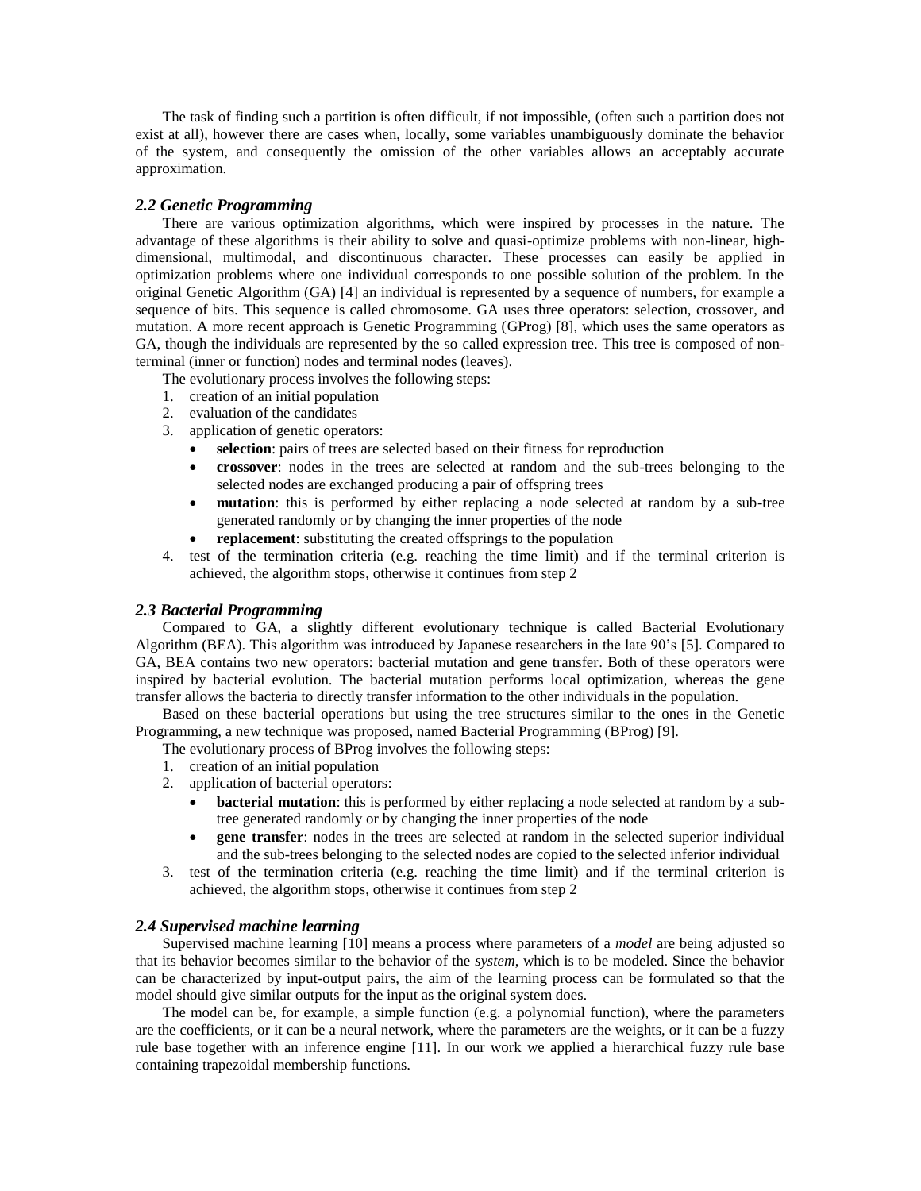The task of finding such a partition is often difficult, if not impossible, (often such a partition does not exist at all), however there are cases when, locally, some variables unambiguously dominate the behavior of the system, and consequently the omission of the other variables allows an acceptably accurate approximation.

### *2.2 Genetic Programming*

There are various optimization algorithms, which were inspired by processes in the nature. The advantage of these algorithms is their ability to solve and quasi-optimize problems with non-linear, high-dimensional, multimodal, and discontinuous character. These processes can easily be applied in optimization problems where one individual corresponds to one possible solution of the problem. In the original Genetic Algorithm (GA) [4] an individual is represented by a sequence of numbers, for example a sequence of bits. This sequence is called chromosome. GA uses three operators: selection, crossover, and mutation. A more recent approach is Genetic Programming (GProg) [8], which uses the same operators as GA, though the individuals are represented by the so called expression tree. This tree is composed of non-terminal (inner or function) nodes and terminal nodes (leaves).

The evolutionary process involves the following steps:

1. creation of an initial population
2. evaluation of the candidates
3. application of genetic operators:
   - **selection**: pairs of trees are selected based on their fitness for reproduction
   - **crossover**: nodes in the trees are selected at random and the sub-trees belonging to the selected nodes are exchanged producing a pair of offspring trees
   - **mutation**: this is performed by either replacing a node selected at random by a sub-tree generated randomly or by changing the inner properties of the node
   - **replacement**: substituting the created offsprings to the population
4. test of the termination criteria (e.g. reaching the time limit) and if the terminal criterion is achieved, the algorithm stops, otherwise it continues from step 2

### *2.3 Bacterial Programming*

Compared to GA, a slightly different evolutionary technique is called Bacterial Evolutionary Algorithm (BEA). This algorithm was introduced by Japanese researchers in the late 90's [5]. Compared to GA, BEA contains two new operators: bacterial mutation and gene transfer. Both of these operators were inspired by bacterial evolution. The bacterial mutation performs local optimization, whereas the gene transfer allows the bacteria to directly transfer information to the other individuals in the population.

Based on these bacterial operations but using the tree structures similar to the ones in the Genetic Programming, a new technique was proposed, named Bacterial Programming (BProg) [9].

The evolutionary process of BProg involves the following steps:

1. creation of an initial population
2. application of bacterial operators:
   - **bacterial mutation**: this is performed by either replacing a node selected at random by a sub-tree generated randomly or by changing the inner properties of the node
   - **gene transfer**: nodes in the trees are selected at random in the selected superior individual and the sub-trees belonging to the selected nodes are copied to the selected inferior individual
3. test of the termination criteria (e.g. reaching the time limit) and if the terminal criterion is achieved, the algorithm stops, otherwise it continues from step 2

### *2.4 Supervised machine learning*

Supervised machine learning [10] means a process where parameters of a *model* are being adjusted so that its behavior becomes similar to the behavior of the *system*, which is to be modeled. Since the behavior can be characterized by input-output pairs, the aim of the learning process can be formulated so that the model should give similar outputs for the input as the original system does.

The model can be, for example, a simple function (e.g. a polynomial function), where the parameters are the coefficients, or it can be a neural network, where the parameters are the weights, or it can be a fuzzy rule base together with an inference engine [11]. In our work we applied a hierarchical fuzzy rule base containing trapezoidal membership functions.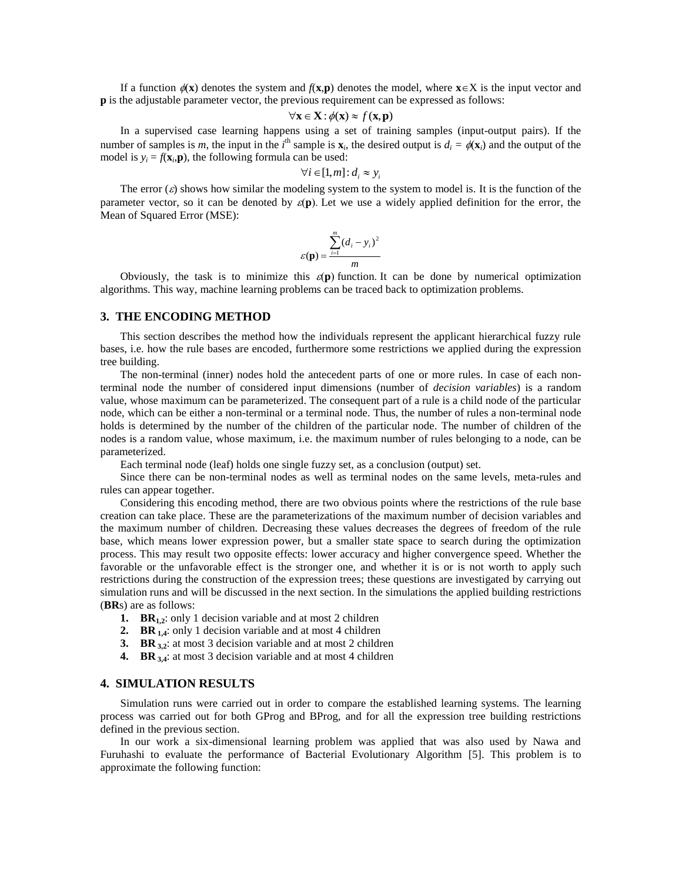If a function $\phi(\mathbf{x})$ denotes the system and $f(\mathbf{x},\mathbf{p})$ denotes the model, where $\mathbf{x}\in X$ is the input vector and $\mathbf{p}$ is the adjustable parameter vector, the previous requirement can be expressed as follows:

$$\forall \mathbf{x} \in \mathbf{X} : \phi(\mathbf{x}) \approx f(\mathbf{x}, \mathbf{p})$$

In a supervised case learning happens using a set of training samples (input-output pairs). If the number of samples is $m$, the input in the $i^{\text{th}}$ sample is $\mathbf{x}_i$, the desired output is $d_i = \phi(\mathbf{x}_i)$ and the output of the model is $y_i = f(\mathbf{x}_i,\mathbf{p})$, the following formula can be used:

$$\forall i \in [1, m] : d_i \approx y_i$$

The error ($\varepsilon$) shows how similar the modeling system to the system to model is. It is the function of the parameter vector, so it can be denoted by $\varepsilon(\mathbf{p})$. Let we use a widely applied definition for the error, the Mean of Squared Error (MSE):

$$\varepsilon(\mathbf{p}) = \frac{\sum_{i=1}^{m} (d_i - y_i)^2}{m}$$

Obviously, the task is to minimize this $\varepsilon(\mathbf{p})$ function. It can be done by numerical optimization algorithms. This way, machine learning problems can be traced back to optimization problems.

## 3. THE ENCODING METHOD

This section describes the method how the individuals represent the applicant hierarchical fuzzy rule bases, i.e. how the rule bases are encoded, furthermore some restrictions we applied during the expression tree building.

The non-terminal (inner) nodes hold the antecedent parts of one or more rules. In case of each non-terminal node the number of considered input dimensions (number of *decision variables*) is a random value, whose maximum can be parameterized. The consequent part of a rule is a child node of the particular node, which can be either a non-terminal or a terminal node. Thus, the number of rules a non-terminal node holds is determined by the number of the children of the particular node. The number of children of the nodes is a random value, whose maximum, i.e. the maximum number of rules belonging to a node, can be parameterized.

Each terminal node (leaf) holds one single fuzzy set, as a conclusion (output) set.

Since there can be non-terminal nodes as well as terminal nodes on the same levels, meta-rules and rules can appear together.

Considering this encoding method, there are two obvious points where the restrictions of the rule base creation can take place. These are the parameterizations of the maximum number of decision variables and the maximum number of children. Decreasing these values decreases the degrees of freedom of the rule base, which means lower expression power, but a smaller state space to search during the optimization process. This may result two opposite effects: lower accuracy and higher convergence speed. Whether the favorable or the unfavorable effect is the stronger one, and whether it is or is not worth to apply such restrictions during the construction of the expression trees; these questions are investigated by carrying out simulation runs and will be discussed in the next section. In the simulations the applied building restrictions (**BR**s) are as follows:

1. $\mathbf{BR}_{1,2}$: only 1 decision variable and at most 2 children
2. $\mathbf{BR}_{1,4}$: only 1 decision variable and at most 4 children
3. $\mathbf{BR}_{3,2}$: at most 3 decision variable and at most 2 children
4. $\mathbf{BR}_{3,4}$: at most 3 decision variable and at most 4 children

## 4. SIMULATION RESULTS

Simulation runs were carried out in order to compare the established learning systems. The learning process was carried out for both GProg and BProg, and for all the expression tree building restrictions defined in the previous section.

In our work a six-dimensional learning problem was applied that was also used by Nawa and Furuhashi to evaluate the performance of Bacterial Evolutionary Algorithm [5]. This problem is to approximate the following function: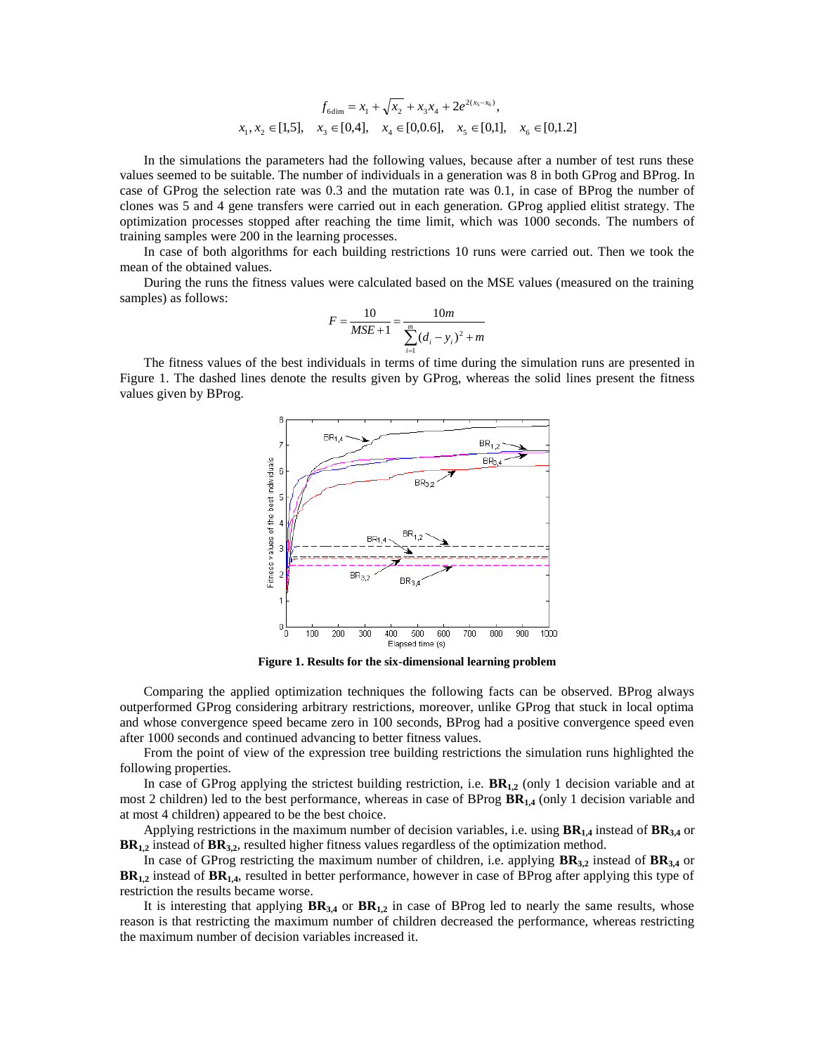$$f_{6\dim} = x_1 + \sqrt{x_2} + x_3 x_4 + 2e^{2(x_5 - x_6)},$$
$$x_1, x_2 \in [1{,}5], \quad x_3 \in [0{,}4], \quad x_4 \in [0{,}0.6], \quad x_5 \in [0{,}1], \quad x_6 \in [0{,}1.2]$$

In the simulations the parameters had the following values, because after a number of test runs these values seemed to be suitable. The number of individuals in a generation was 8 in both GProg and BProg. In case of GProg the selection rate was 0.3 and the mutation rate was 0.1, in case of BProg the number of clones was 5 and 4 gene transfers were carried out in each generation. GProg applied elitist strategy. The optimization processes stopped after reaching the time limit, which was 1000 seconds. The numbers of training samples were 200 in the learning processes.

In case of both algorithms for each building restrictions 10 runs were carried out. Then we took the mean of the obtained values.

During the runs the fitness values were calculated based on the MSE values (measured on the training samples) as follows:

$$F = \frac{10}{MSE + 1} = \frac{10m}{\sum_{i=1}^{m}(d_i - y_i)^2 + m}$$

The fitness values of the best individuals in terms of time during the simulation runs are presented in Figure 1. The dashed lines denote the results given by GProg, whereas the solid lines present the fitness values given by BProg.

**Figure 1. Results for the six-dimensional learning problem**

Comparing the applied optimization techniques the following facts can be observed. BProg always outperformed GProg considering arbitrary restrictions, moreover, unlike GProg that stuck in local optima and whose convergence speed became zero in 100 seconds, BProg had a positive convergence speed even after 1000 seconds and continued advancing to better fitness values.

From the point of view of the expression tree building restrictions the simulation runs highlighted the following properties.

In case of GProg applying the strictest building restriction, i.e. $\mathbf{BR}_{1,2}$ (only 1 decision variable and at most 2 children) led to the best performance, whereas in case of BProg $\mathbf{BR}_{1,4}$ (only 1 decision variable and at most 4 children) appeared to be the best choice.

Applying restrictions in the maximum number of decision variables, i.e. using $\mathbf{BR}_{1,4}$ instead of $\mathbf{BR}_{3,4}$ or $\mathbf{BR}_{1,2}$ instead of $\mathbf{BR}_{3,2}$, resulted higher fitness values regardless of the optimization method.

In case of GProg restricting the maximum number of children, i.e. applying $\mathbf{BR}_{3,2}$ instead of $\mathbf{BR}_{3,4}$ or $\mathbf{BR}_{1,2}$ instead of $\mathbf{BR}_{1,4}$, resulted in better performance, however in case of BProg after applying this type of restriction the results became worse.

It is interesting that applying $\mathbf{BR}_{3,4}$ or $\mathbf{BR}_{1,2}$ in case of BProg led to nearly the same results, whose reason is that restricting the maximum number of children decreased the performance, whereas restricting the maximum number of decision variables increased it.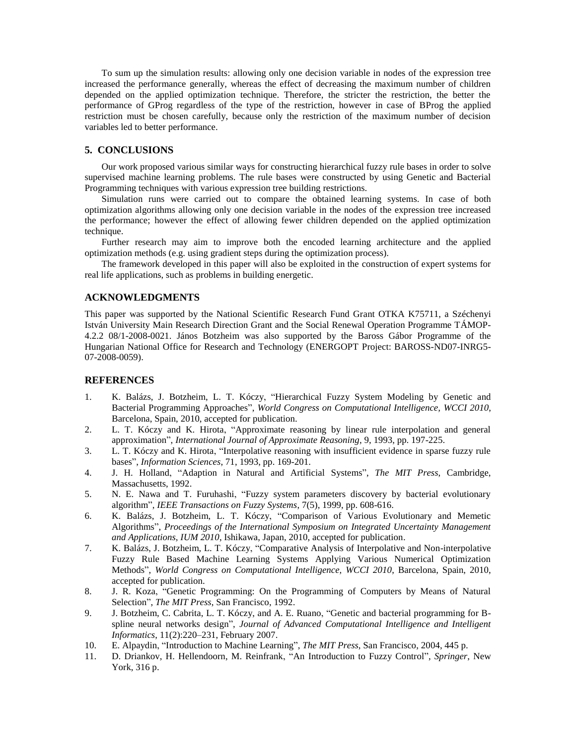To sum up the simulation results: allowing only one decision variable in nodes of the expression tree increased the performance generally, whereas the effect of decreasing the maximum number of children depended on the applied optimization technique. Therefore, the stricter the restriction, the better the performance of GProg regardless of the type of the restriction, however in case of BProg the applied restriction must be chosen carefully, because only the restriction of the maximum number of decision variables led to better performance.

## 5. CONCLUSIONS

Our work proposed various similar ways for constructing hierarchical fuzzy rule bases in order to solve supervised machine learning problems. The rule bases were constructed by using Genetic and Bacterial Programming techniques with various expression tree building restrictions.

Simulation runs were carried out to compare the obtained learning systems. In case of both optimization algorithms allowing only one decision variable in the nodes of the expression tree increased the performance; however the effect of allowing fewer children depended on the applied optimization technique.

Further research may aim to improve both the encoded learning architecture and the applied optimization methods (e.g. using gradient steps during the optimization process).

The framework developed in this paper will also be exploited in the construction of expert systems for real life applications, such as problems in building energetic.

## ACKNOWLEDGMENTS

This paper was supported by the National Scientific Research Fund Grant OTKA K75711, a Széchenyi István University Main Research Direction Grant and the Social Renewal Operation Programme TÁMOP-4.2.2 08/1-2008-0021. János Botzheim was also supported by the Baross Gábor Programme of the Hungarian National Office for Research and Technology (ENERGOPT Project: BAROSS-ND07-INRG5-07-2008-0059).

## REFERENCES

1. K. Balázs, J. Botzheim, L. T. Kóczy, "Hierarchical Fuzzy System Modeling by Genetic and Bacterial Programming Approaches", *World Congress on Computational Intelligence, WCCI 2010*, Barcelona, Spain, 2010, accepted for publication.
2. L. T. Kóczy and K. Hirota, "Approximate reasoning by linear rule interpolation and general approximation", *International Journal of Approximate Reasoning*, 9, 1993, pp. 197-225.
3. L. T. Kóczy and K. Hirota, "Interpolative reasoning with insufficient evidence in sparse fuzzy rule bases", *Information Sciences*, 71, 1993, pp. 169-201.
4. J. H. Holland, "Adaption in Natural and Artificial Systems", *The MIT Press*, Cambridge, Massachusetts, 1992.
5. N. E. Nawa and T. Furuhashi, "Fuzzy system parameters discovery by bacterial evolutionary algorithm", *IEEE Transactions on Fuzzy Systems*, 7(5), 1999, pp. 608-616.
6. K. Balázs, J. Botzheim, L. T. Kóczy, "Comparison of Various Evolutionary and Memetic Algorithms", *Proceedings of the International Symposium on Integrated Uncertainty Management and Applications, IUM 2010*, Ishikawa, Japan, 2010, accepted for publication.
7. K. Balázs, J. Botzheim, L. T. Kóczy, "Comparative Analysis of Interpolative and Non-interpolative Fuzzy Rule Based Machine Learning Systems Applying Various Numerical Optimization Methods", *World Congress on Computational Intelligence, WCCI 2010*, Barcelona, Spain, 2010, accepted for publication.
8. J. R. Koza, "Genetic Programming: On the Programming of Computers by Means of Natural Selection", *The MIT Press*, San Francisco, 1992.
9. J. Botzheim, C. Cabrita, L. T. Kóczy, and A. E. Ruano, "Genetic and bacterial programming for B-spline neural networks design", *Journal of Advanced Computational Intelligence and Intelligent Informatics*, 11(2):220–231, February 2007.
10. E. Alpaydin, "Introduction to Machine Learning", *The MIT Press*, San Francisco, 2004, 445 p.
11. D. Driankov, H. Hellendoorn, M. Reinfrank, "An Introduction to Fuzzy Control", *Springer*, New York, 316 p.